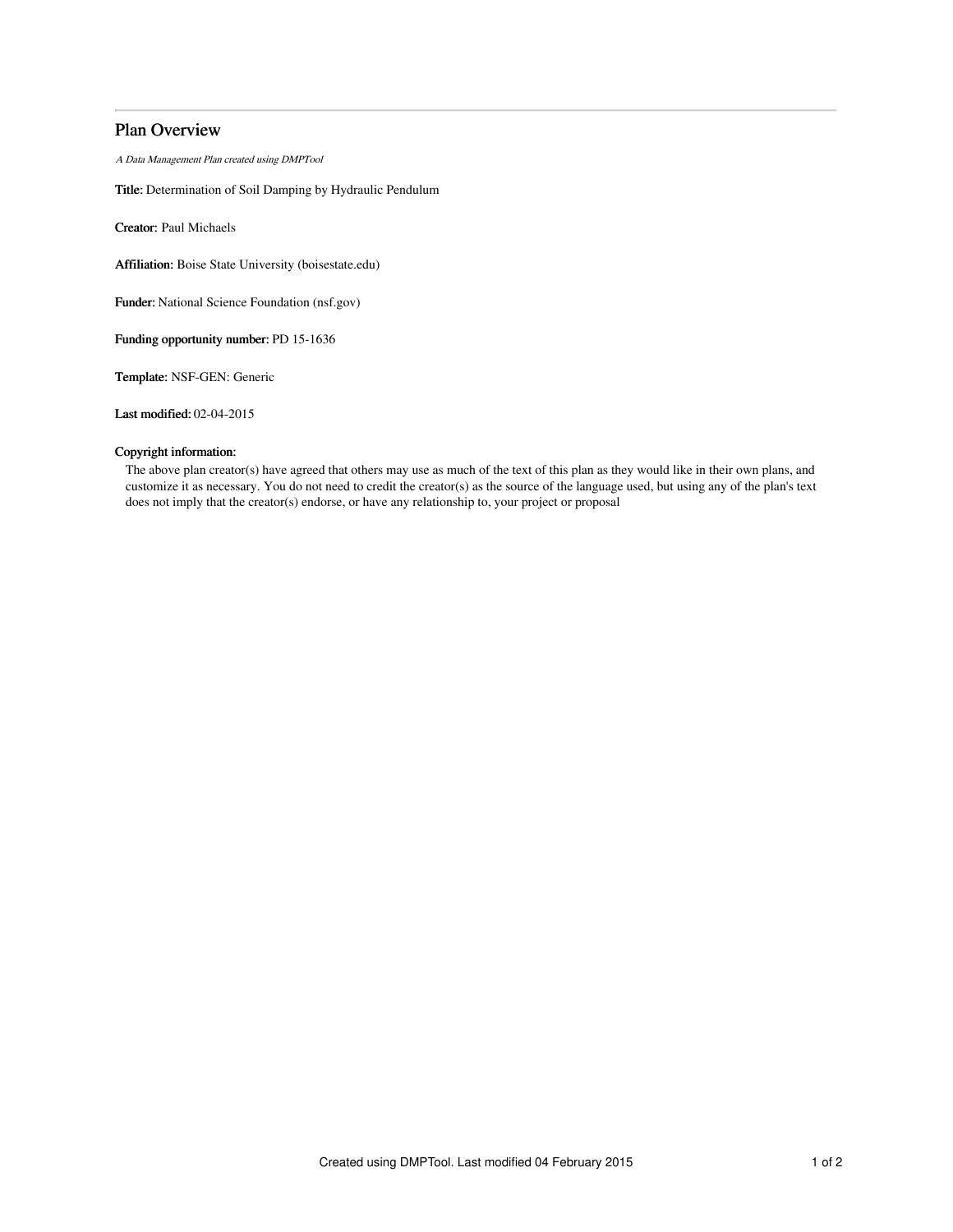# Plan Overview

*A Data Management Plan created using DMPTool*

**Title:** Determination of Soil Damping by Hydraulic Pendulum

**Creator:** Paul Michaels

**Affiliation:** Boise State University (boisestate.edu)

**Funder:** National Science Foundation (nsf.gov)

**Funding opportunity number:** PD 15-1636

**Template:** NSF-GEN: Generic

**Last modified:** 02-04-2015

**Copyright information:**

The above plan creator(s) have agreed that others may use as much of the text of this plan as they would like in their own plans, and customize it as necessary. You do not need to credit the creator(s) as the source of the language used, but using any of the plan's text does not imply that the creator(s) endorse, or have any relationship to, your project or proposal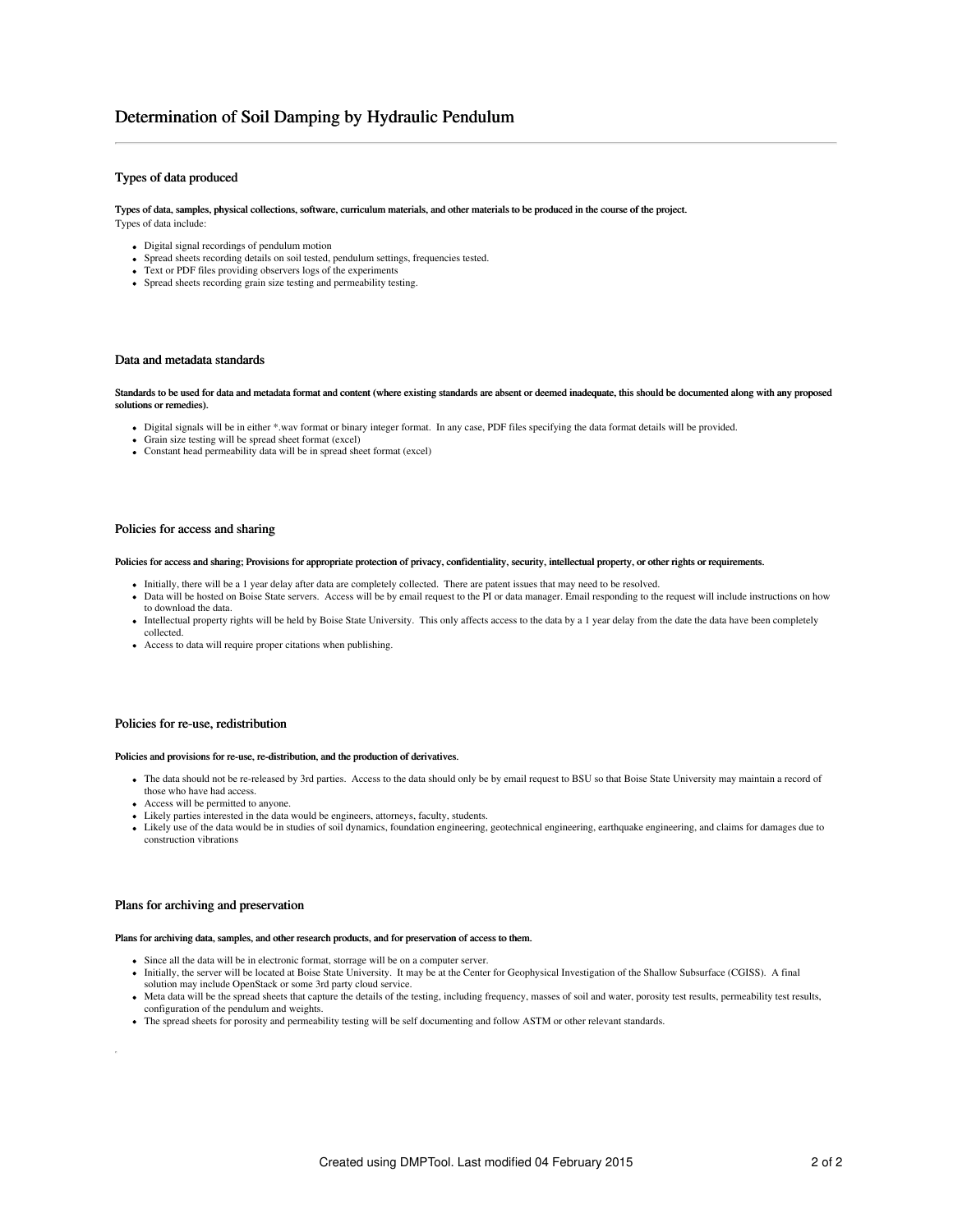# Determination of Soil Damping by Hydraulic Pendulum

## Types of data produced

**Types of data, samples, physical collections, software, curriculum materials, and other materials to be produced in the course of the project.**

Types of data include:

- Digital signal recordings of pendulum motion
- Spread sheets recording details on soil tested, pendulum settings, frequencies tested.
- Text or PDF files providing observers logs of the experiments
- Spread sheets recording grain size testing and permeability testing.

## Data and metadata standards

**Standards to be used for data and metadata format and content (where existing standards are absent or deemed inadequate, this should be documented along with any proposed solutions or remedies).**

- Digital signals will be in either *.wav format or binary integer format. In any case, PDF files specifying the data format details will be provided.
- Grain size testing will be spread sheet format (excel)
- Constant head permeability data will be in spread sheet format (excel)

## Policies for access and sharing

**Policies for access and sharing; Provisions for appropriate protection of privacy, confidentiality, security, intellectual property, or other rights or requirements.**

- Initially, there will be a 1 year delay after data are completely collected. There are patent issues that may need to be resolved.
- Data will be hosted on Boise State servers. Access will be by email request to the PI or data manager. Email responding to the request will include instructions on how to download the data.
- Intellectual property rights will be held by Boise State University. This only affects access to the data by a 1 year delay from the date the data have been completely collected.
- Access to data will require proper citations when publishing.

## Policies for re-use, redistribution

**Policies and provisions for re-use, re-distribution, and the production of derivatives.**

- The data should not be re-released by 3rd parties. Access to the data should only be by email request to BSU so that Boise State University may maintain a record of those who have had access.
- Access will be permitted to anyone.
- Likely parties interested in the data would be engineers, attorneys, faculty, students.
- Likely use of the data would be in studies of soil dynamics, foundation engineering, geotechnical engineering, earthquake engineering, and claims for damages due to construction vibrations

## Plans for archiving and preservation

**Plans for archiving data, samples, and other research products, and for preservation of access to them.**

- Since all the data will be in electronic format, storrage will be on a computer server.
- Initially, the server will be located at Boise State University. It may be at the Center for Geophysical Investigation of the Shallow Subsurface (CGISS). A final solution may include OpenStack or some 3rd party cloud service.
- Meta data will be the spread sheets that capture the details of the testing, including frequency, masses of soil and water, porosity test results, permeability test results, configuration of the pendulum and weights.
- The spread sheets for porosity and permeability testing will be self documenting and follow ASTM or other relevant standards.

Created using DMPTool. Last modified 04 February 2015